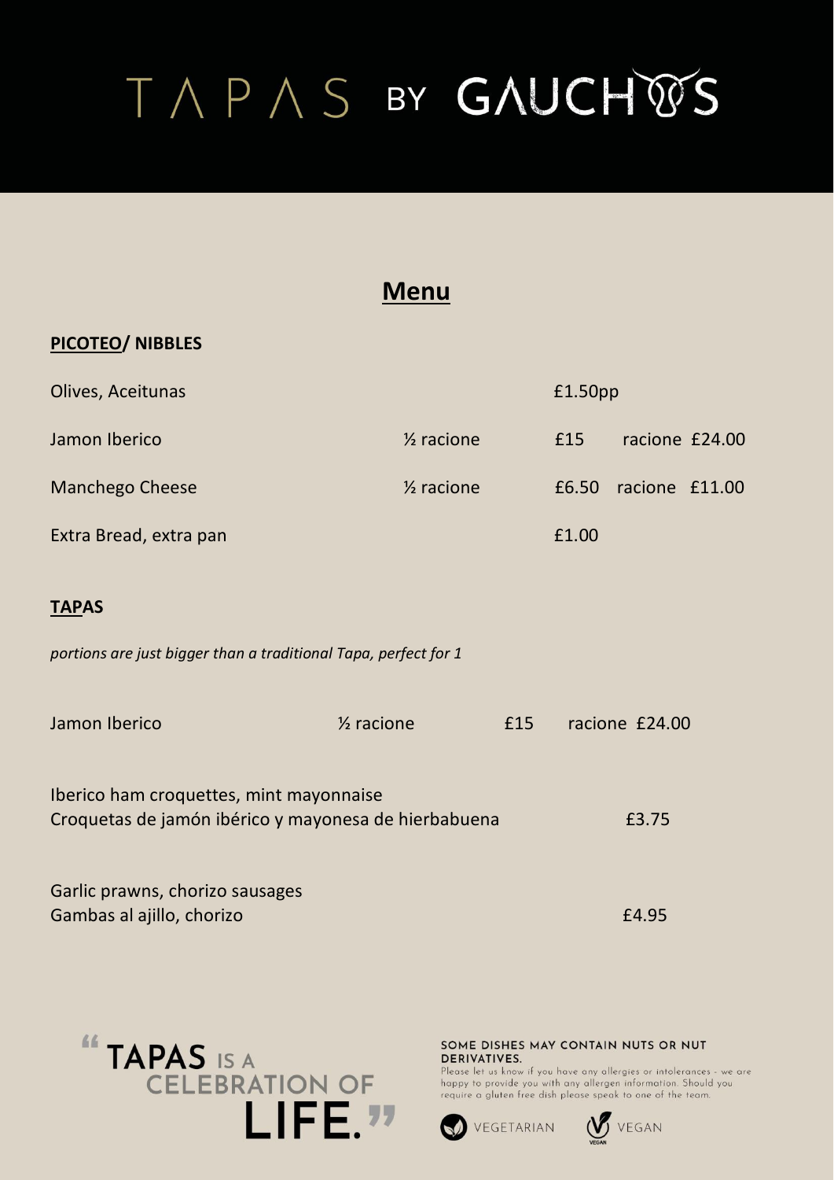# TAPAS BY GAUCHOS

## Menu

### PICOTEO/ NIBBLES

| Item | | | |
|---|---|---|---|
| Olives, Aceitunas | | £1.50pp | |
| Jamon Iberico | ½ racione | £15 | racione £24.00 |
| Manchego Cheese | ½ racione | £6.50 | racione £11.00 |
| Extra Bread, extra pan | | £1.00 | |

### TAPAS

*portions are just bigger than a traditional Tapa, perfect for 1*

Jamon Iberico ½ racione £15 racione £24.00

Iberico ham croquettes, mint mayonnaise
Croquetas de jamón ibérico y mayonesa de hierbabuena £3.75

Garlic prawns, chorizo sausages
Gambas al ajillo, chorizo £4.95

"TAPAS IS A CELEBRATION OF LIFE."

SOME DISHES MAY CONTAIN NUTS OR NUT DERIVATIVES.
Please let us know if you have any allergies or intolerances - we are happy to provide you with any allergen information. Should you require a gluten free dish please speak to one of the team.

VEGETARIAN VEGAN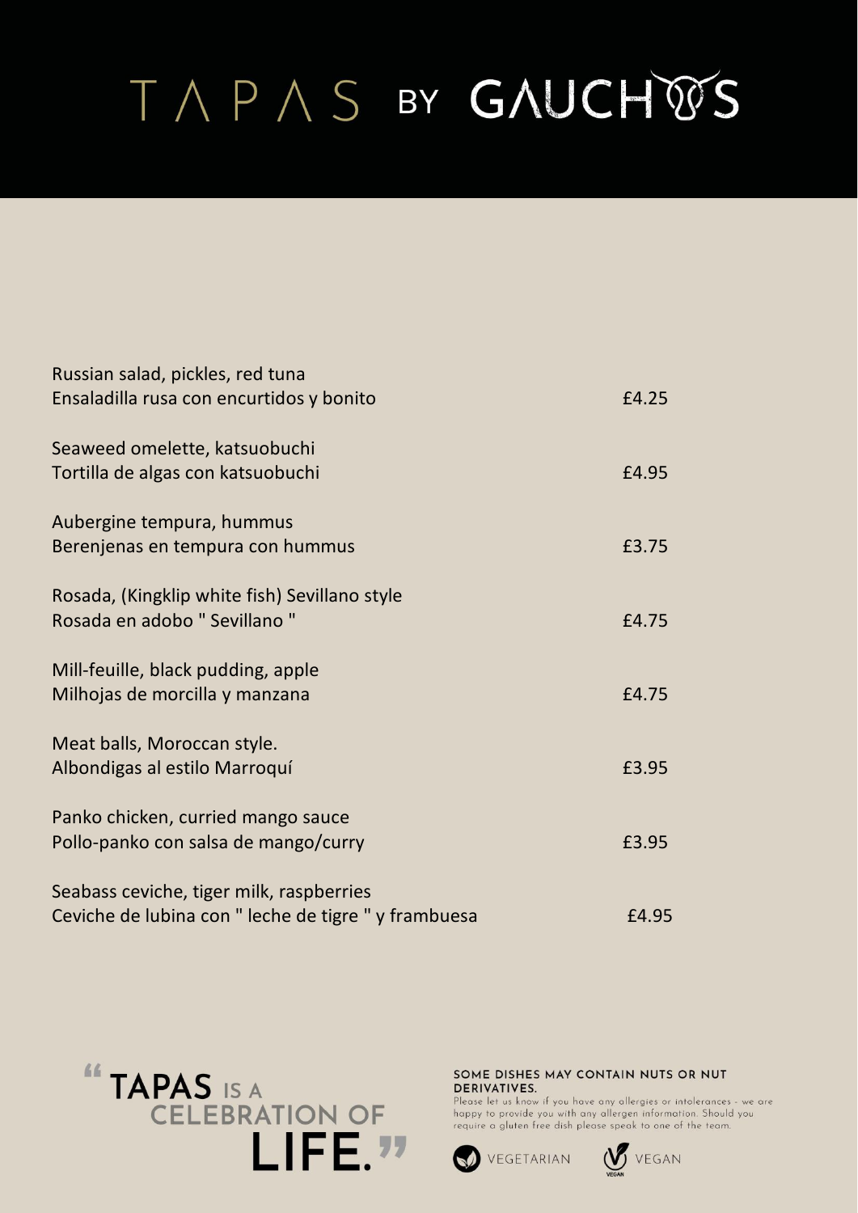# TAPAS BY GAUCHOS

Russian salad, pickles, red tuna
Ensaladilla rusa con encurtidos y bonito — £4.25

Seaweed omelette, katsuobuchi
Tortilla de algas con katsuobuchi — £4.95

Aubergine tempura, hummus
Berenjenas en tempura con hummus — £3.75

Rosada, (Kingklip white fish) Sevillano style
Rosada en adobo " Sevillano " — £4.75

Mill-feuille, black pudding, apple
Milhojas de morcilla y manzana — £4.75

Meat balls, Moroccan style.
Albondigas al estilo Marroquí — £3.95

Panko chicken, curried mango sauce
Pollo-panko con salsa de mango/curry — £3.95

Seabass ceviche, tiger milk, raspberries
Ceviche de lubina con " leche de tigre " y frambuesa — £4.95

**"TAPAS IS A CELEBRATION OF LIFE."**

**SOME DISHES MAY CONTAIN NUTS OR NUT DERIVATIVES.**
Please let us know if you have any allergies or intolerances - we are happy to provide you with any allergen information. Should you require a gluten free dish please speak to one of the team.

VEGETARIAN VEGAN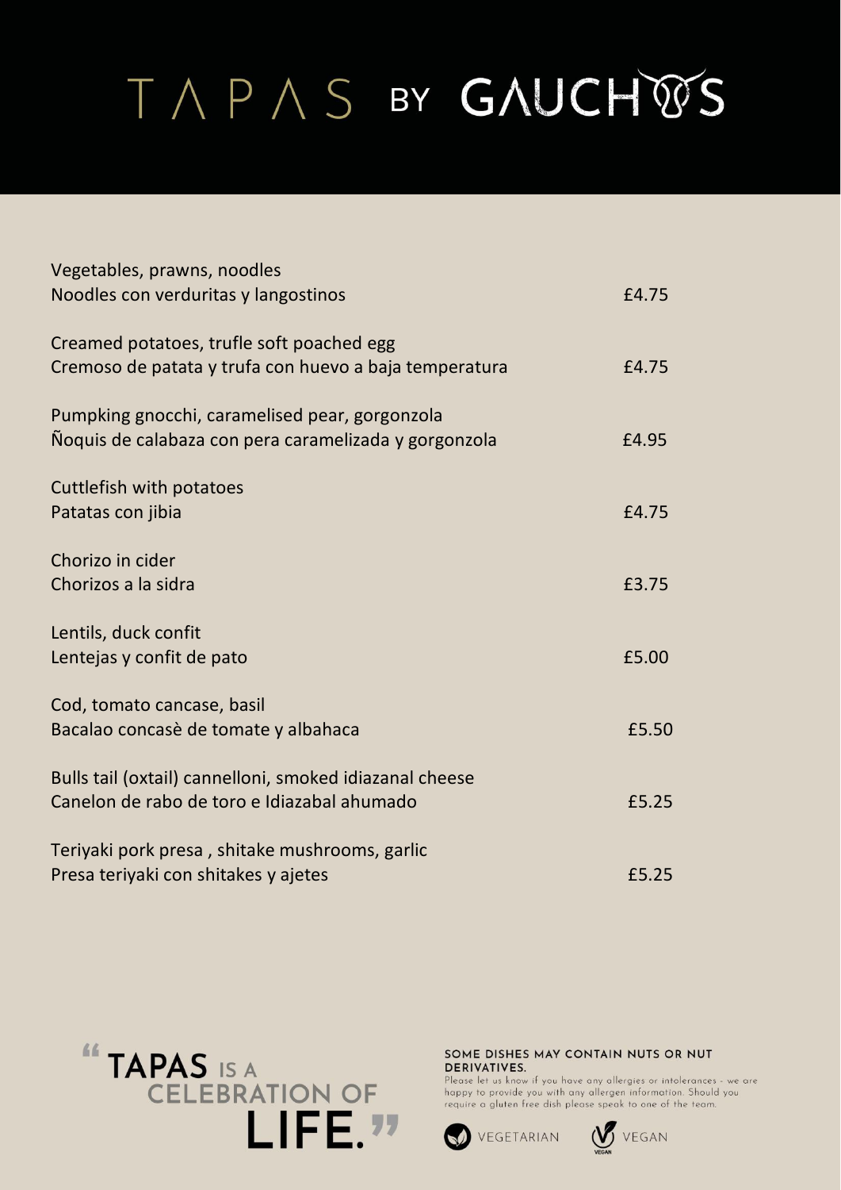# TAPAS BY GAUCHOS

Vegetables, prawns, noodles
Noodles con verduritas y langostinos — £4.75

Creamed potatoes, trufle soft poached egg
Cremoso de patata y trufa con huevo a baja temperatura — £4.75

Pumpking gnocchi, caramelised pear, gorgonzola
Ñoquis de calabaza con pera caramelizada y gorgonzola — £4.95

Cuttlefish with potatoes
Patatas con jibia — £4.75

Chorizo in cider
Chorizos a la sidra — £3.75

Lentils, duck confit
Lentejas y confit de pato — £5.00

Cod, tomato cancase, basil
Bacalao concasè de tomate y albahaca — £5.50

Bulls tail (oxtail) cannelloni, smoked idiazanal cheese
Canelon de rabo de toro e Idiazabal ahumado — £5.25

Teriyaki pork presa , shitake mushrooms, garlic
Presa teriyaki con shitakes y ajetes — £5.25

"TAPAS IS A CELEBRATION OF LIFE."

**SOME DISHES MAY CONTAIN NUTS OR NUT DERIVATIVES.**
Please let us know if you have any allergies or intolerances - we are happy to provide you with any allergen information. Should you require a gluten free dish please speak to one of the team.

VEGETARIAN   VEGAN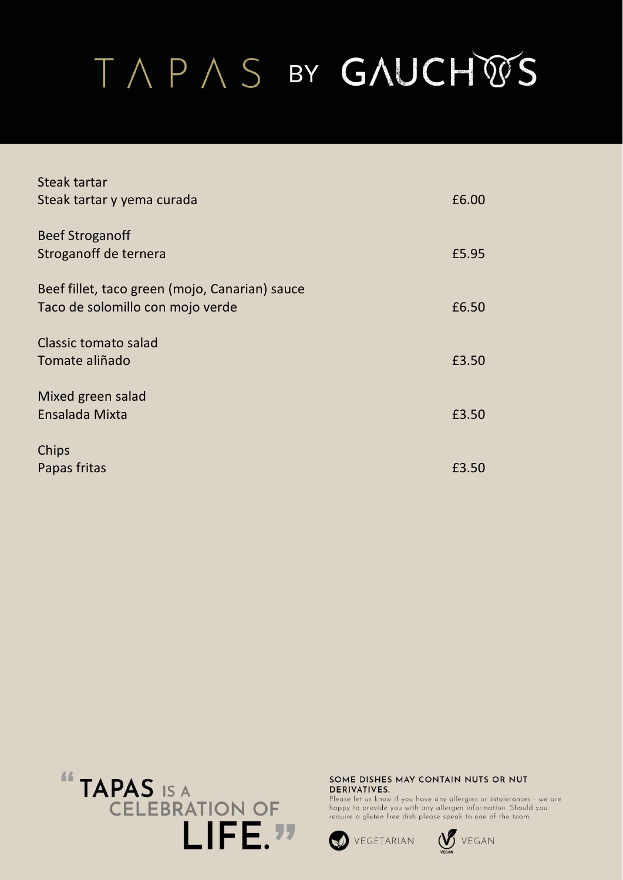# TAPAS BY GAUCHOS

| Dish | Price |
| --- | --- |
| Steak tartar<br>Steak tartar y yema curada | £6.00 |
| Beef Stroganoff<br>Stroganoff de ternera | £5.95 |
| Beef fillet, taco green (mojo, Canarian) sauce<br>Taco de solomillo con mojo verde | £6.50 |
| Classic tomato salad<br>Tomate aliñado | £3.50 |
| Mixed green salad<br>Ensalada Mixta | £3.50 |
| Chips<br>Papas fritas | £3.50 |

"TAPAS IS A CELEBRATION OF LIFE."

**SOME DISHES MAY CONTAIN NUTS OR NUT DERIVATIVES.**
Please let us know if you have any allergies or intolerances - we are happy to provide you with any allergen information. Should you require a gluten free dish please speak to one of the team.

VEGETARIAN VEGAN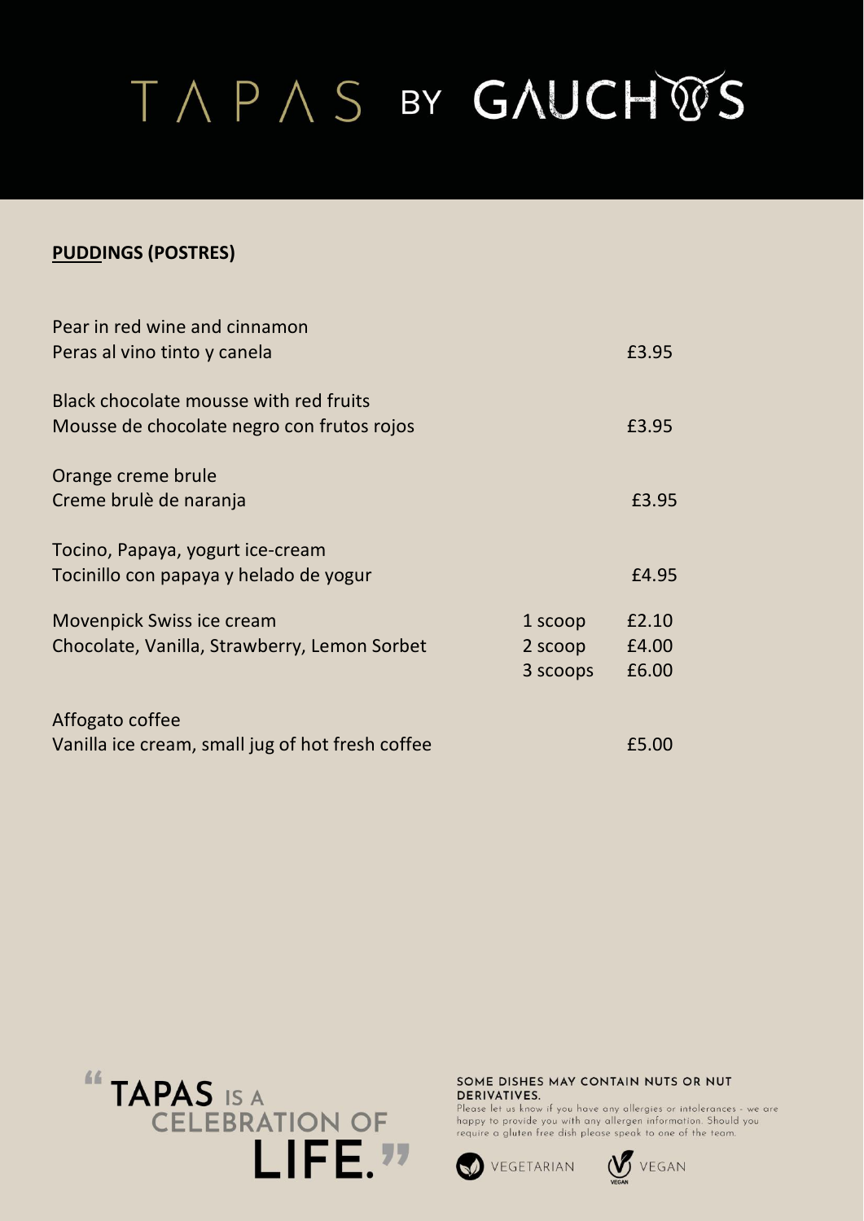# TAPAS BY GAUCHOS

**PUDDINGS (POSTRES)**

| | | |
|---|---|---|
| Pear in red wine and cinnamon<br>Peras al vino tinto y canela | | £3.95 |
| Black chocolate mousse with red fruits<br>Mousse de chocolate negro con frutos rojos | | £3.95 |
| Orange creme brule<br>Creme brulè de naranja | | £3.95 |
| Tocino, Papaya, yogurt ice-cream<br>Tocinillo con papaya y helado de yogur | | £4.95 |
| Movenpick Swiss ice cream<br>Chocolate, Vanilla, Strawberry, Lemon Sorbet | 1 scoop<br>2 scoop<br>3 scoops | £2.10<br>£4.00<br>£6.00 |
| Affogato coffee<br>Vanilla ice cream, small jug of hot fresh coffee | | £5.00 |

"TAPAS IS A CELEBRATION OF LIFE."

**SOME DISHES MAY CONTAIN NUTS OR NUT DERIVATIVES.**
Please let us know if you have any allergies or intolerances - we are happy to provide you with any allergen information. Should you require a gluten free dish please speak to one of the team.

VEGETARIAN VEGAN